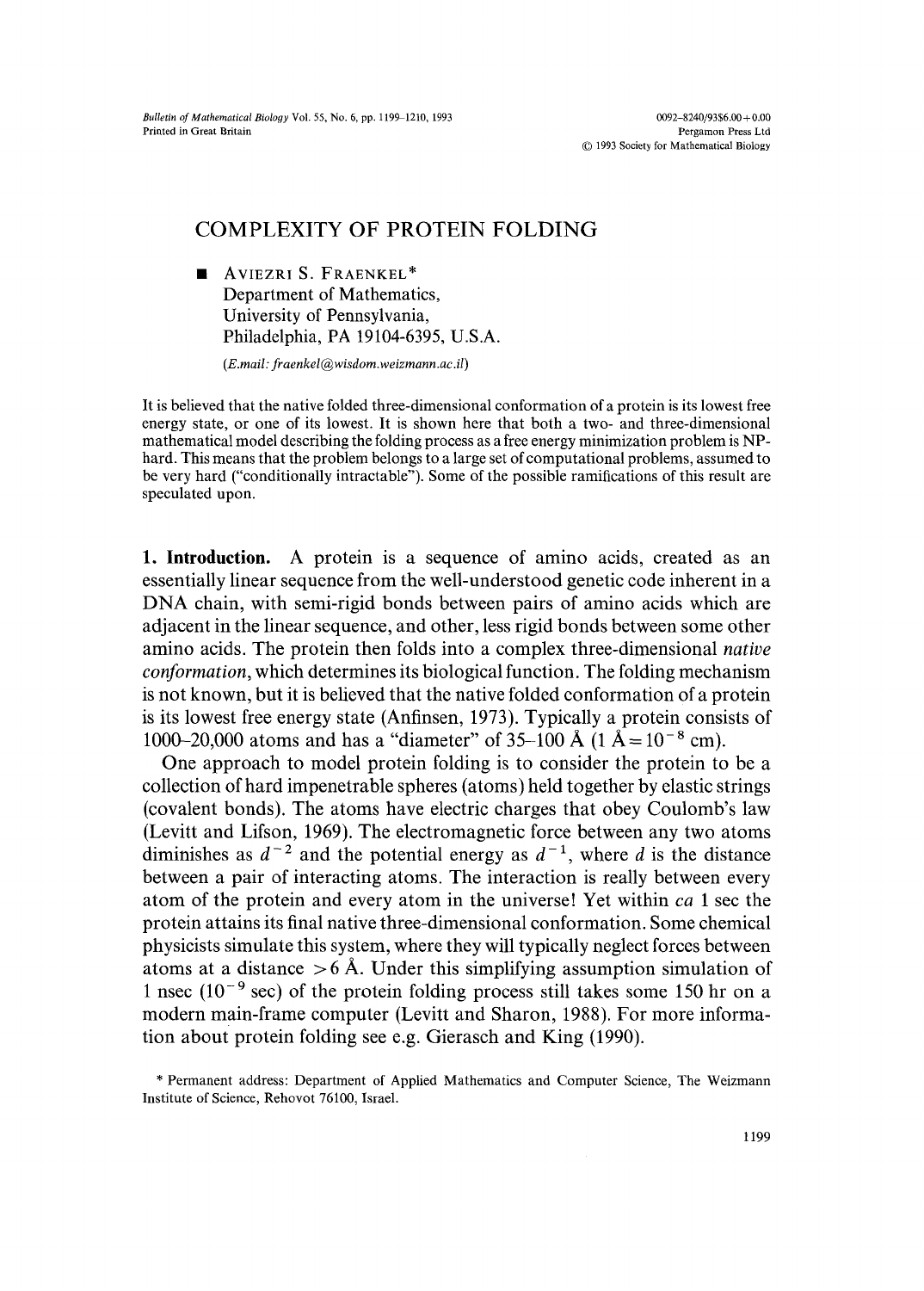# COMPLEXITY OF PROTEIN FOLDING

■ AVIEZRI S. FRAENKEL*
Department of Mathematics,
University of Pennsylvania,
Philadelphia, PA 19104-6395, U.S.A.

(*E.mail: fraenkel@wisdom.weizmann.ac.il*)

It is believed that the native folded three-dimensional conformation of a protein is its lowest free energy state, or one of its lowest. It is shown here that both a two- and three-dimensional mathematical model describing the folding process as a free energy minimization problem is NP-hard. This means that the problem belongs to a large set of computational problems, assumed to be very hard ("conditionally intractable"). Some of the possible ramifications of this result are speculated upon.

**1. Introduction.** A protein is a sequence of amino acids, created as an essentially linear sequence from the well-understood genetic code inherent in a DNA chain, with semi-rigid bonds between pairs of amino acids which are adjacent in the linear sequence, and other, less rigid bonds between some other amino acids. The protein then folds into a complex three-dimensional *native conformation*, which determines its biological function. The folding mechanism is not known, but it is believed that the native folded conformation of a protein is its lowest free energy state (Anfinsen, 1973). Typically a protein consists of 1000–20,000 atoms and has a "diameter" of 35–100 Å (1 Å $= 10^{-8}$ cm).

One approach to model protein folding is to consider the protein to be a collection of hard impenetrable spheres (atoms) held together by elastic strings (covalent bonds). The atoms have electric charges that obey Coulomb's law (Levitt and Lifson, 1969). The electromagnetic force between any two atoms diminishes as $d^{-2}$ and the potential energy as $d^{-1}$, where $d$ is the distance between a pair of interacting atoms. The interaction is really between every atom of the protein and every atom in the universe! Yet within *ca* 1 sec the protein attains its final native three-dimensional conformation. Some chemical physicists simulate this system, where they will typically neglect forces between atoms at a distance $> 6$ Å. Under this simplifying assumption simulation of 1 nsec ($10^{-9}$ sec) of the protein folding process still takes some 150 hr on a modern main-frame computer (Levitt and Sharon, 1988). For more information about protein folding see e.g. Gierasch and King (1990).

* Permanent address: Department of Applied Mathematics and Computer Science, The Weizmann Institute of Science, Rehovot 76100, Israel.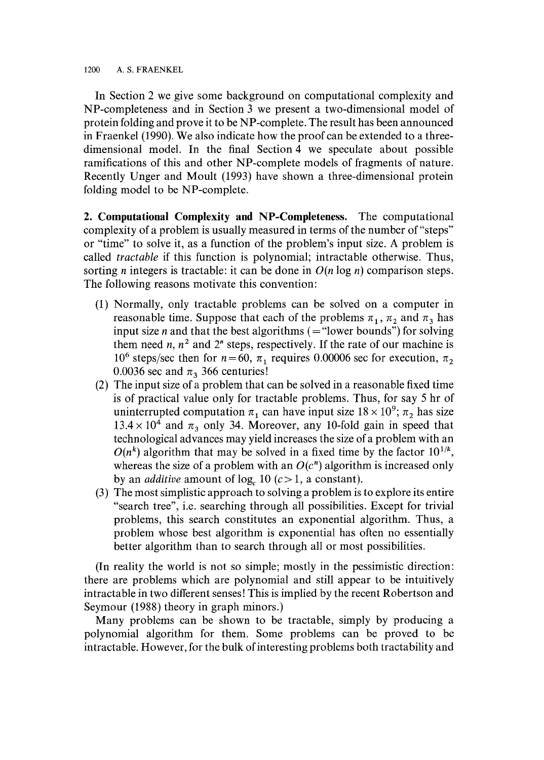In Section 2 we give some background on computational complexity and NP-completeness and in Section 3 we present a two-dimensional model of protein folding and prove it to be NP-complete. The result has been announced in Fraenkel (1990). We also indicate how the proof can be extended to a three-dimensional model. In the final Section 4 we speculate about possible ramifications of this and other NP-complete models of fragments of nature. Recently Unger and Moult (1993) have shown a three-dimensional protein folding model to be NP-complete.

**2. Computational Complexity and NP-Completeness.** The computational complexity of a problem is usually measured in terms of the number of "steps" or "time" to solve it, as a function of the problem's input size. A problem is called *tractable* if this function is polynomial; intractable otherwise. Thus, sorting $n$ integers is tractable: it can be done in $O(n \log n)$ comparison steps. The following reasons motivate this convention:

(1) Normally, only tractable problems can be solved on a computer in reasonable time. Suppose that each of the problems $\pi_1$, $\pi_2$ and $\pi_3$ has input size $n$ and that the best algorithms (= "lower bounds") for solving them need $n$, $n^2$ and $2^n$ steps, respectively. If the rate of our machine is $10^6$ steps/sec then for $n = 60$, $\pi_1$ requires 0.00006 sec for execution, $\pi_2$ 0.0036 sec and $\pi_3$ 366 centuries!

(2) The input size of a problem that can be solved in a reasonable fixed time is of practical value only for tractable problems. Thus, for say 5 hr of uninterrupted computation $\pi_1$ can have input size $18 \times 10^9$; $\pi_2$ has size $13.4 \times 10^4$ and $\pi_3$ only 34. Moreover, any 10-fold gain in speed that technological advances may yield increases the size of a problem with an $O(n^k)$ algorithm that may be solved in a fixed time by the factor $10^{1/k}$, whereas the size of a problem with an $O(c^n)$ algorithm is increased only by an *additive* amount of $\log_c 10$ ($c > 1$, a constant).

(3) The most simplistic approach to solving a problem is to explore its entire "search tree", i.e. searching through all possibilities. Except for trivial problems, this search constitutes an exponential algorithm. Thus, a problem whose best algorithm is exponential has often no essentially better algorithm than to search through all or most possibilities.

(In reality the world is not so simple; mostly in the pessimistic direction: there are problems which are polynomial and still appear to be intuitively intractable in two different senses! This is implied by the recent Robertson and Seymour (1988) theory in graph minors.)

Many problems can be shown to be tractable, simply by producing a polynomial algorithm for them. Some problems can be proved to be intractable. However, for the bulk of interesting problems both tractability and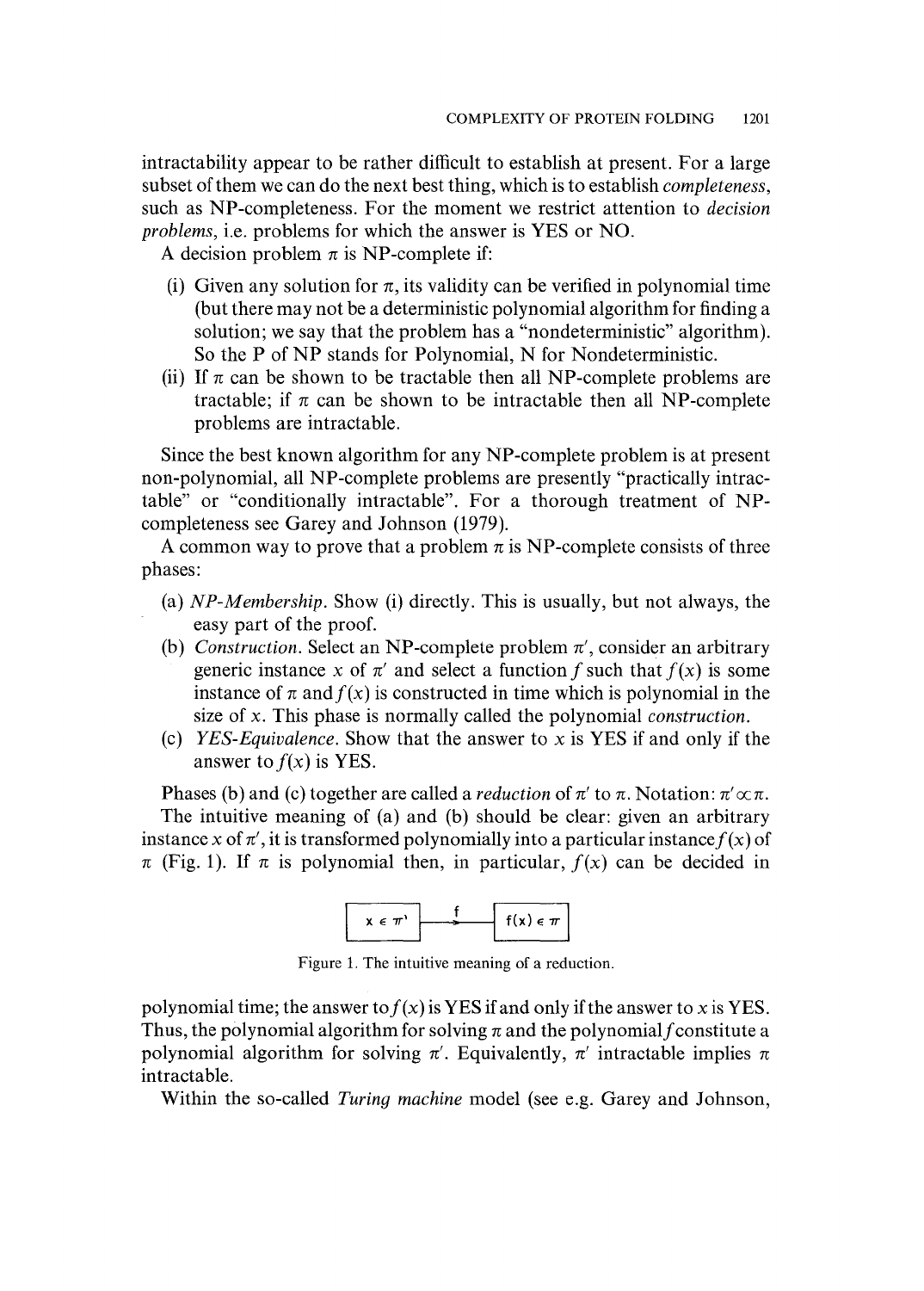intractability appear to be rather difficult to establish at present. For a large subset of them we can do the next best thing, which is to establish *completeness*, such as NP-completeness. For the moment we restrict attention to *decision problems*, i.e. problems for which the answer is YES or NO.

A decision problem $\pi$ is NP-complete if:

(i) Given any solution for $\pi$, its validity can be verified in polynomial time (but there may not be a deterministic polynomial algorithm for finding a solution; we say that the problem has a "nondeterministic" algorithm). So the P of NP stands for Polynomial, N for Nondeterministic.

(ii) If $\pi$ can be shown to be tractable then all NP-complete problems are tractable; if $\pi$ can be shown to be intractable then all NP-complete problems are intractable.

Since the best known algorithm for any NP-complete problem is at present non-polynomial, all NP-complete problems are presently "practically intractable" or "conditionally intractable". For a thorough treatment of NP-completeness see Garey and Johnson (1979).

A common way to prove that a problem $\pi$ is NP-complete consists of three phases:

(a) *NP-Membership*. Show (i) directly. This is usually, but not always, the easy part of the proof.

(b) *Construction*. Select an NP-complete problem $\pi'$, consider an arbitrary generic instance $x$ of $\pi'$ and select a function $f$ such that $f(x)$ is some instance of $\pi$ and $f(x)$ is constructed in time which is polynomial in the size of $x$. This phase is normally called the polynomial *construction*.

(c) *YES-Equivalence*. Show that the answer to $x$ is YES if and only if the answer to $f(x)$ is YES.

Phases (b) and (c) together are called a *reduction* of $\pi'$ to $\pi$. Notation: $\pi' \propto \pi$.

The intuitive meaning of (a) and (b) should be clear: given an arbitrary instance $x$ of $\pi'$, it is transformed polynomially into a particular instance $f(x)$ of $\pi$ (Fig. 1). If $\pi$ is polynomial then, in particular, $f(x)$ can be decided in

$$x \in \pi' \xrightarrow{\ f\ } f(x) \in \pi$$

Figure 1. The intuitive meaning of a reduction.

polynomial time; the answer to $f(x)$ is YES if and only if the answer to $x$ is YES. Thus, the polynomial algorithm for solving $\pi$ and the polynomial $f$ constitute a polynomial algorithm for solving $\pi'$. Equivalently, $\pi'$ intractable implies $\pi$ intractable.

Within the so-called *Turing machine* model (see e.g. Garey and Johnson,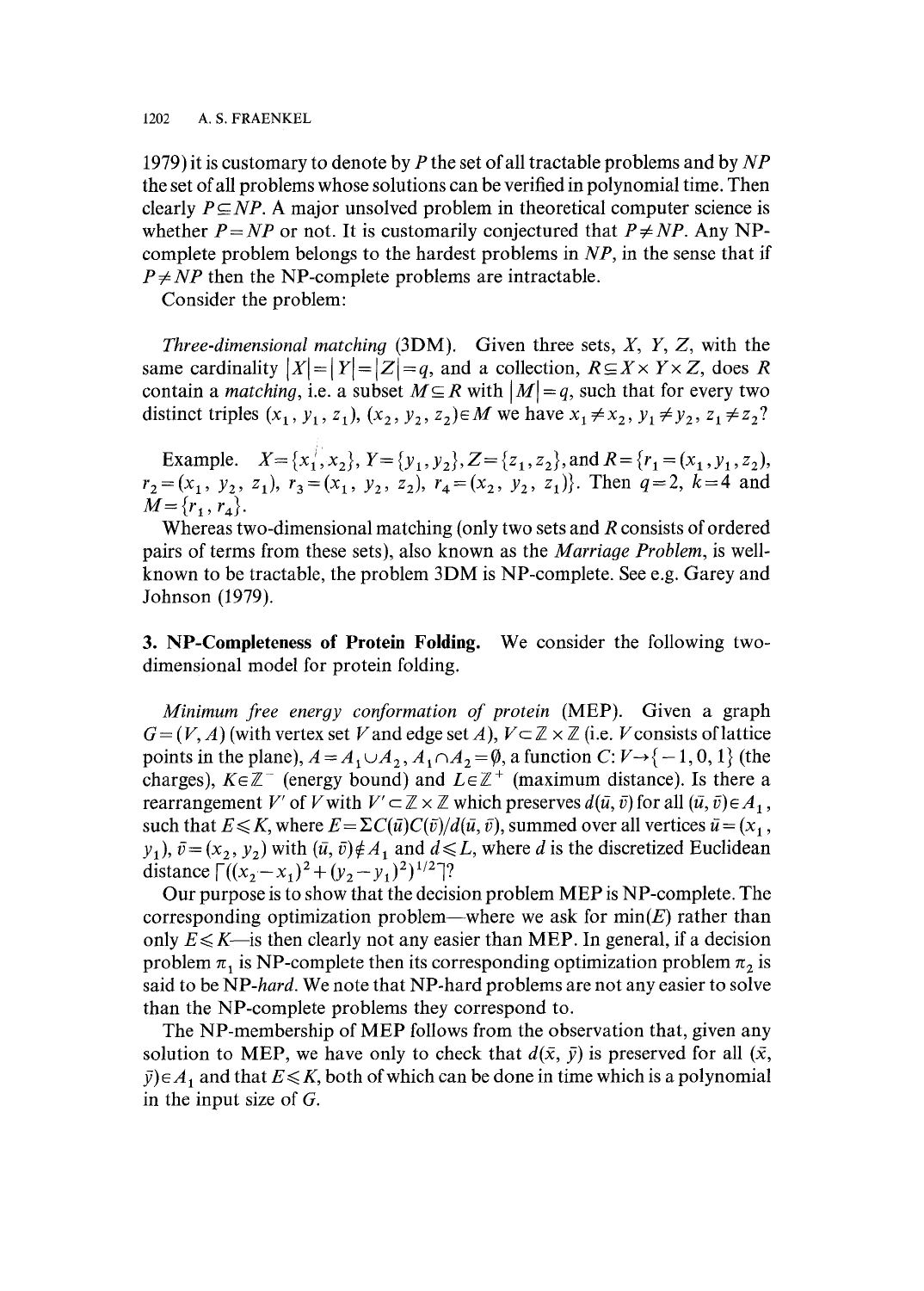1979) it is customary to denote by $P$ the set of all tractable problems and by $NP$ the set of all problems whose solutions can be verified in polynomial time. Then clearly $P \subseteq NP$. A major unsolved problem in theoretical computer science is whether $P = NP$ or not. It is customarily conjectured that $P \neq NP$. Any NP-complete problem belongs to the hardest problems in $NP$, in the sense that if $P \neq NP$ then the NP-complete problems are intractable.

Consider the problem:

*Three-dimensional matching* (3DM). Given three sets, $X$, $Y$, $Z$, with the same cardinality $|X| = |Y| = |Z| = q$, and a collection, $R \subseteq X \times Y \times Z$, does $R$ contain a *matching*, i.e. a subset $M \subseteq R$ with $|M| = q$, such that for every two distinct triples $(x_1, y_1, z_1), (x_2, y_2, z_2) \in M$ we have $x_1 \neq x_2$, $y_1 \neq y_2$, $z_1 \neq z_2$?

Example. $X = \{x_1, x_2\}$, $Y = \{y_1, y_2\}$, $Z = \{z_1, z_2\}$, and $R = \{r_1 = (x_1, y_1, z_2), r_2 = (x_1, y_2, z_1), r_3 = (x_1, y_2, z_2), r_4 = (x_2, y_2, z_1)\}$. Then $q = 2$, $k = 4$ and $M = \{r_1, r_4\}$.

Whereas two-dimensional matching (only two sets and $R$ consists of ordered pairs of terms from these sets), also known as the *Marriage Problem*, is well-known to be tractable, the problem 3DM is NP-complete. See e.g. Garey and Johnson (1979).

## 3. NP-Completeness of Protein Folding.

We consider the following two-dimensional model for protein folding.

*Minimum free energy conformation of protein* (MEP). Given a graph $G = (V, A)$ (with vertex set $V$ and edge set $A$), $V \subset \mathbb{Z} \times \mathbb{Z}$ (i.e. $V$ consists of lattice points in the plane), $A = A_1 \cup A_2$, $A_1 \cap A_2 = \emptyset$, a function $C: V \rightarrow \{-1, 0, 1\}$ (the charges), $K \in \mathbb{Z}^-$ (energy bound) and $L \in \mathbb{Z}^+$ (maximum distance). Is there a rearrangement $V'$ of $V$ with $V' \subset \mathbb{Z} \times \mathbb{Z}$ which preserves $d(\bar{u}, \bar{v})$ for all $(\bar{u}, \bar{v}) \in A_1$, such that $E \leqslant K$, where $E = \Sigma C(\bar{u}) C(\bar{v}) / d(\bar{u}, \bar{v})$, summed over all vertices $\bar{u} = (x_1, y_1)$, $\bar{v} = (x_2, y_2)$ with $(\bar{u}, \bar{v}) \notin A_1$ and $d \leqslant L$, where $d$ is the discretized Euclidean distance $\lceil ((x_2 - x_1)^2 + (y_2 - y_1)^2)^{1/2} \rceil$?

Our purpose is to show that the decision problem MEP is NP-complete. The corresponding optimization problem—where we ask for $\min(E)$ rather than only $E \leqslant K$—is then clearly not any easier than MEP. In general, if a decision problem $\pi_1$ is NP-complete then its corresponding optimization problem $\pi_2$ is said to be *NP-hard*. We note that NP-hard problems are not any easier to solve than the NP-complete problems they correspond to.

The NP-membership of MEP follows from the observation that, given any solution to MEP, we have only to check that $d(\bar{x}, \bar{y})$ is preserved for all $(\bar{x}, \bar{y}) \in A_1$ and that $E \leqslant K$, both of which can be done in time which is a polynomial in the input size of $G$.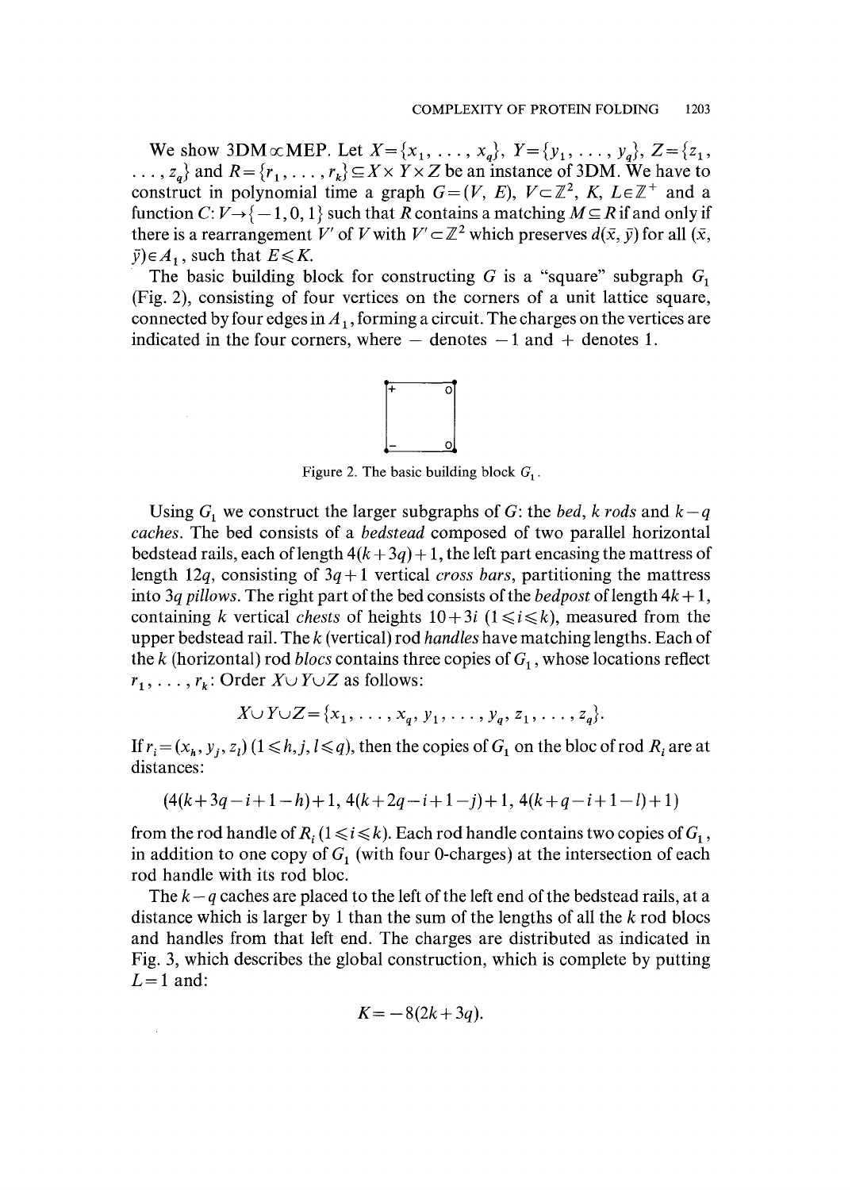We show 3DM$\propto$MEP. Let $X=\{x_1, \ldots, x_q\}$, $Y=\{y_1, \ldots, y_q\}$, $Z=\{z_1, \ldots, z_q\}$ and $R=\{r_1, \ldots, r_k\}\subseteq X\times Y\times Z$ be an instance of 3DM. We have to construct in polynomial time a graph $G=(V, E)$, $V\subset\mathbb{Z}^2$, $K$, $L\in\mathbb{Z}^+$ and a function $C: V\rightarrow\{-1, 0, 1\}$ such that $R$ contains a matching $M\subseteq R$ if and only if there is a rearrangement $V'$ of $V$ with $V'\subset\mathbb{Z}^2$ which preserves $d(\bar{x}, \bar{y})$ for all $(\bar{x}, \bar{y})\in A_1$, such that $E\leqslant K$.

The basic building block for constructing $G$ is a "square" subgraph $G_1$ (Fig. 2), consisting of four vertices on the corners of a unit lattice square, connected by four edges in $A_1$, forming a circuit. The charges on the vertices are indicated in the four corners, where $-$ denotes $-1$ and $+$ denotes 1.

Figure 2. The basic building block $G_1$.

Using $G_1$ we construct the larger subgraphs of $G$: the *bed*, $k$ *rods* and $k-q$ *caches*. The bed consists of a *bedstead* composed of two parallel horizontal bedstead rails, each of length $4(k+3q)+1$, the left part encasing the mattress of length $12q$, consisting of $3q+1$ vertical *cross bars*, partitioning the mattress into $3q$ *pillows*. The right part of the bed consists of the *bedpost* of length $4k+1$, containing $k$ vertical *chests* of heights $10+3i$ $(1\leqslant i\leqslant k)$, measured from the upper bedstead rail. The $k$ (vertical) rod *handles* have matching lengths. Each of the $k$ (horizontal) rod *blocs* contains three copies of $G_1$, whose locations reflect $r_1, \ldots, r_k$: Order $X\cup Y\cup Z$ as follows:

$$X\cup Y\cup Z=\{x_1, \ldots, x_q, y_1, \ldots, y_q, z_1, \ldots, z_q\}.$$

If $r_i=(x_h, y_j, z_l)$ $(1\leqslant h, j, l\leqslant q)$, then the copies of $G_1$ on the bloc of rod $R_i$ are at distances:

$$(4(k+3q-i+1-h)+1, 4(k+2q-i+1-j)+1, 4(k+q-i+1-l)+1)$$

from the rod handle of $R_i$ $(1\leqslant i\leqslant k)$. Each rod handle contains two copies of $G_1$, in addition to one copy of $G_1$ (with four 0-charges) at the intersection of each rod handle with its rod bloc.

The $k-q$ caches are placed to the left of the left end of the bedstead rails, at a distance which is larger by 1 than the sum of the lengths of all the $k$ rod blocs and handles from that left end. The charges are distributed as indicated in Fig. 3, which describes the global construction, which is complete by putting $L=1$ and:

$$K=-8(2k+3q).$$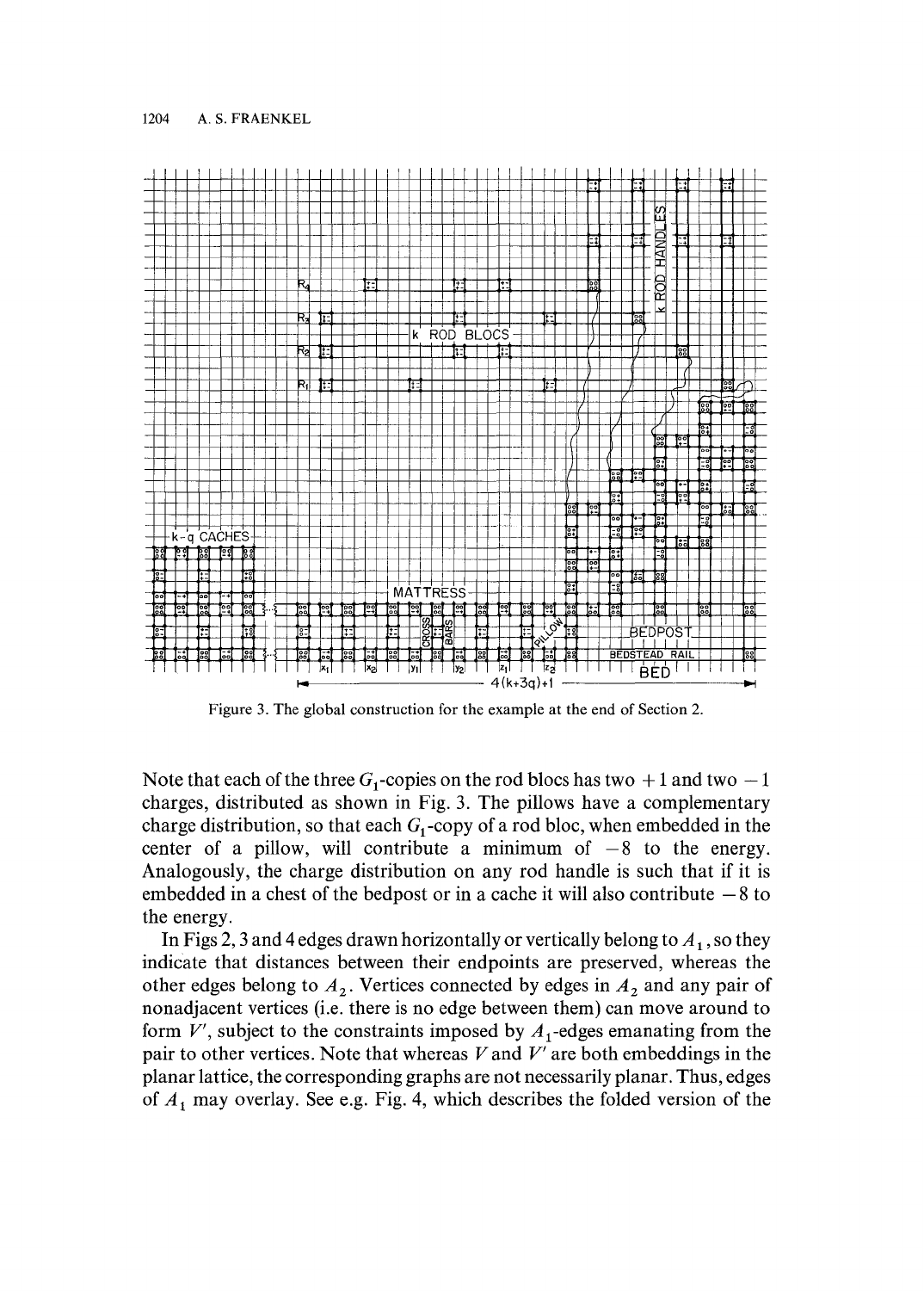Figure 3. The global construction for the example at the end of Section 2.

Note that each of the three $G_1$-copies on the rod blocs has two $+1$ and two $-1$ charges, distributed as shown in Fig. 3. The pillows have a complementary charge distribution, so that each $G_1$-copy of a rod bloc, when embedded in the center of a pillow, will contribute a minimum of $-8$ to the energy. Analogously, the charge distribution on any rod handle is such that if it is embedded in a chest of the bedpost or in a cache it will also contribute $-8$ to the energy.

In Figs 2, 3 and 4 edges drawn horizontally or vertically belong to $A_1$, so they indicate that distances between their endpoints are preserved, whereas the other edges belong to $A_2$. Vertices connected by edges in $A_2$ and any pair of nonadjacent vertices (i.e. there is no edge between them) can move around to form $V'$, subject to the constraints imposed by $A_1$-edges emanating from the pair to other vertices. Note that whereas $V$ and $V'$ are both embeddings in the planar lattice, the corresponding graphs are not necessarily planar. Thus, edges of $A_1$ may overlay. See e.g. Fig. 4, which describes the folded version of the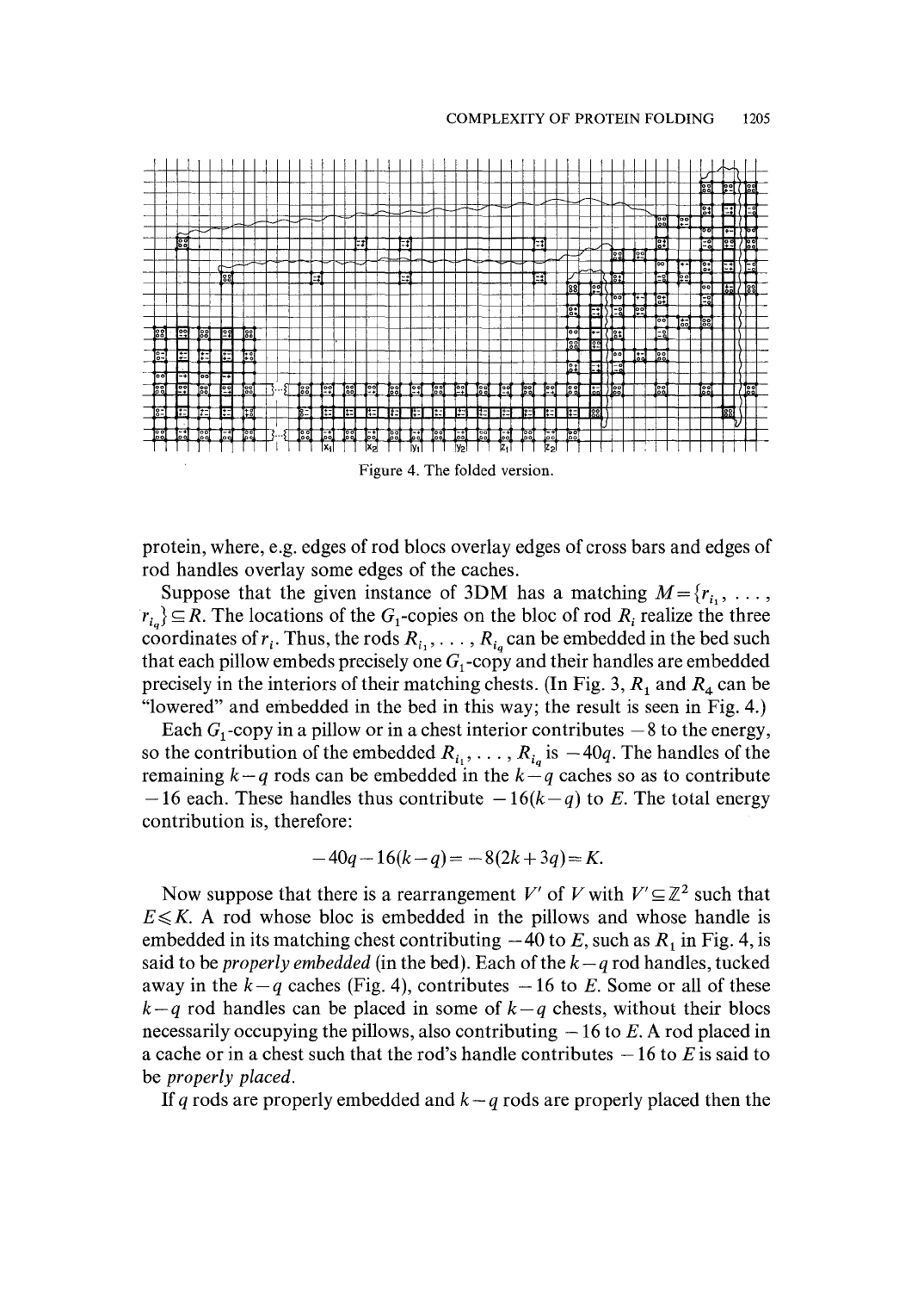Figure 4. The folded version.

protein, where, e.g. edges of rod blocs overlay edges of cross bars and edges of rod handles overlay some edges of the caches.

Suppose that the given instance of 3DM has a matching $M=\{r_{i_1}, \ldots, r_{i_q}\} \subseteq R$. The locations of the $G_1$-copies on the bloc of rod $R_i$ realize the three coordinates of $r_i$. Thus, the rods $R_{i_1}, \ldots, R_{i_q}$ can be embedded in the bed such that each pillow embeds precisely one $G_1$-copy and their handles are embedded precisely in the interiors of their matching chests. (In Fig. 3, $R_1$ and $R_4$ can be "lowered" and embedded in the bed in this way; the result is seen in Fig. 4.)

Each $G_1$-copy in a pillow or in a chest interior contributes $-8$ to the energy, so the contribution of the embedded $R_{i_1}, \ldots, R_{i_q}$ is $-40q$. The handles of the remaining $k-q$ rods can be embedded in the $k-q$ caches so as to contribute $-16$ each. These handles thus contribute $-16(k-q)$ to $E$. The total energy contribution is, therefore:

$$-40q-16(k-q)=-8(2k+3q)=K.$$

Now suppose that there is a rearrangement $V'$ of $V$ with $V' \subseteq \mathbb{Z}^2$ such that $E \leqslant K$. A rod whose bloc is embedded in the pillows and whose handle is embedded in its matching chest contributing $-40$ to $E$, such as $R_1$ in Fig. 4, is said to be *properly embedded* (in the bed). Each of the $k-q$ rod handles, tucked away in the $k-q$ caches (Fig. 4), contributes $-16$ to $E$. Some or all of these $k-q$ rod handles can be placed in some of $k-q$ chests, without their blocs necessarily occupying the pillows, also contributing $-16$ to $E$. A rod placed in a cache or in a chest such that the rod's handle contributes $-16$ to $E$ is said to be *properly placed*.

If $q$ rods are properly embedded and $k-q$ rods are properly placed then the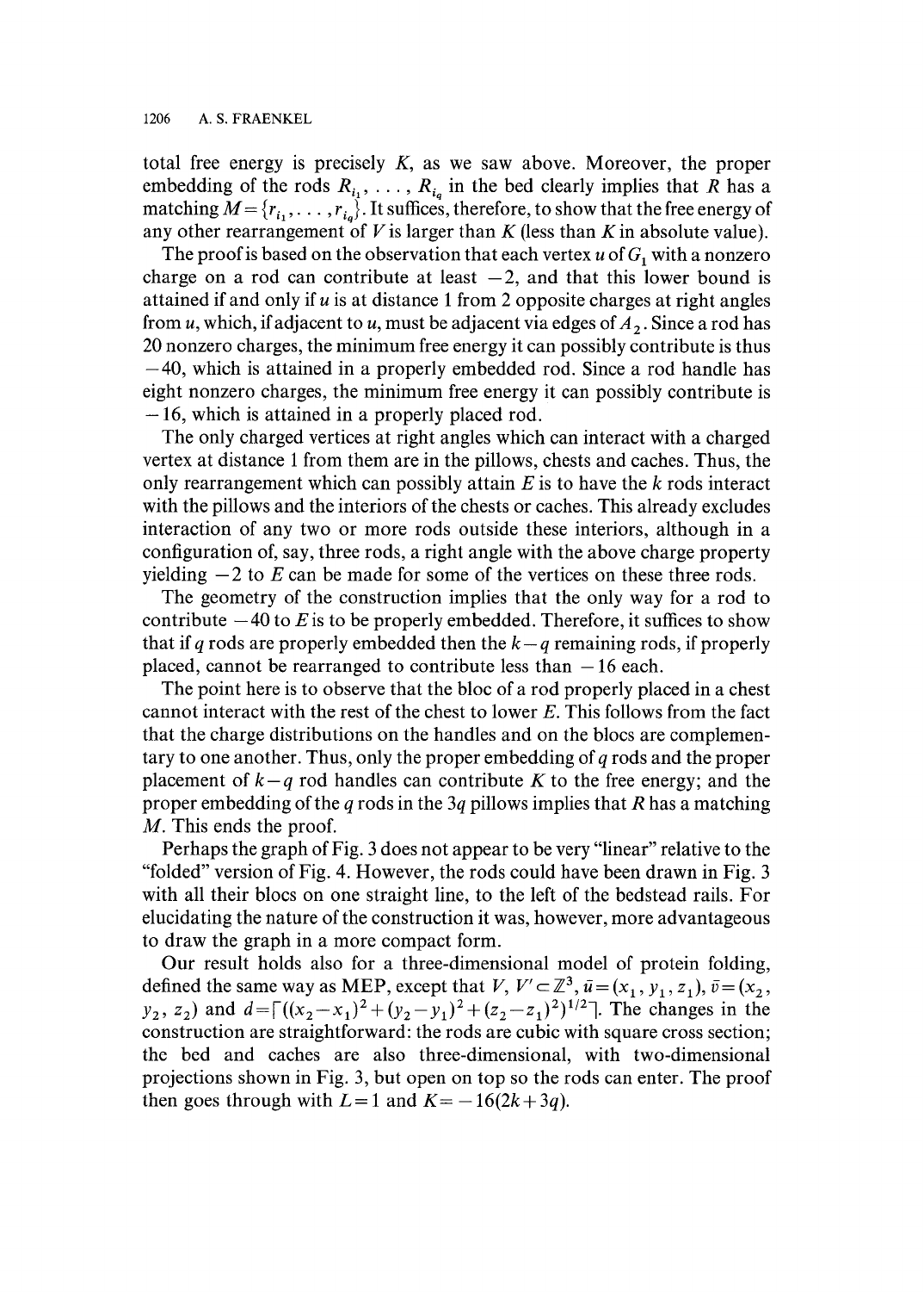total free energy is precisely $K$, as we saw above. Moreover, the proper embedding of the rods $R_{i_1}, \ldots, R_{i_q}$ in the bed clearly implies that $R$ has a matching $M = \{r_{i_1}, \ldots, r_{i_q}\}$. It suffices, therefore, to show that the free energy of any other rearrangement of $V$ is larger than $K$ (less than $K$ in absolute value).

The proof is based on the observation that each vertex $u$ of $G_1$ with a nonzero charge on a rod can contribute at least $-2$, and that this lower bound is attained if and only if $u$ is at distance 1 from 2 opposite charges at right angles from $u$, which, if adjacent to $u$, must be adjacent via edges of $A_2$. Since a rod has 20 nonzero charges, the minimum free energy it can possibly contribute is thus $-40$, which is attained in a properly embedded rod. Since a rod handle has eight nonzero charges, the minimum free energy it can possibly contribute is $-16$, which is attained in a properly placed rod.

The only charged vertices at right angles which can interact with a charged vertex at distance 1 from them are in the pillows, chests and caches. Thus, the only rearrangement which can possibly attain $E$ is to have the $k$ rods interact with the pillows and the interiors of the chests or caches. This already excludes interaction of any two or more rods outside these interiors, although in a configuration of, say, three rods, a right angle with the above charge property yielding $-2$ to $E$ can be made for some of the vertices on these three rods.

The geometry of the construction implies that the only way for a rod to contribute $-40$ to $E$ is to be properly embedded. Therefore, it suffices to show that if $q$ rods are properly embedded then the $k-q$ remaining rods, if properly placed, cannot be rearranged to contribute less than $-16$ each.

The point here is to observe that the bloc of a rod properly placed in a chest cannot interact with the rest of the chest to lower $E$. This follows from the fact that the charge distributions on the handles and on the blocs are complementary to one another. Thus, only the proper embedding of $q$ rods and the proper placement of $k-q$ rod handles can contribute $K$ to the free energy; and the proper embedding of the $q$ rods in the $3q$ pillows implies that $R$ has a matching $M$. This ends the proof.

Perhaps the graph of Fig. 3 does not appear to be very "linear" relative to the "folded" version of Fig. 4. However, the rods could have been drawn in Fig. 3 with all their blocs on one straight line, to the left of the bedstead rails. For elucidating the nature of the construction it was, however, more advantageous to draw the graph in a more compact form.

Our result holds also for a three-dimensional model of protein folding, defined the same way as MEP, except that $V$, $V' \subset \mathbb{Z}^3$, $\bar{u} = (x_1, y_1, z_1)$, $\bar{v} = (x_2, y_2, z_2)$ and $d = \lceil ((x_2 - x_1)^2 + (y_2 - y_1)^2 + (z_2 - z_1)^2)^{1/2} \rceil$. The changes in the construction are straightforward: the rods are cubic with square cross section; the bed and caches are also three-dimensional, with two-dimensional projections shown in Fig. 3, but open on top so the rods can enter. The proof then goes through with $L = 1$ and $K = -16(2k + 3q)$.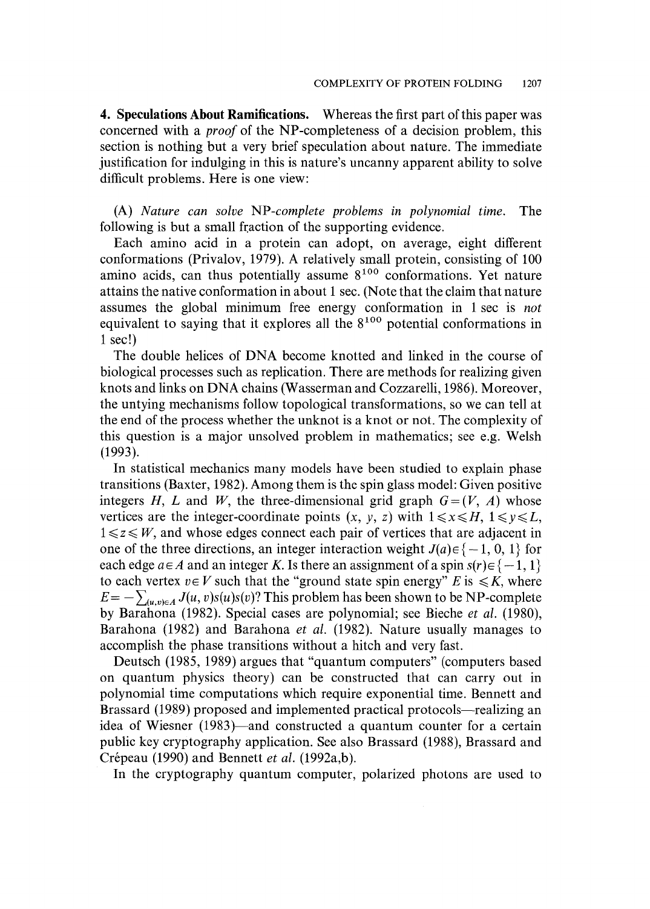**4. Speculations About Ramifications.** Whereas the first part of this paper was concerned with a *proof* of the NP-completeness of a decision problem, this section is nothing but a very brief speculation about nature. The immediate justification for indulging in this is nature's uncanny apparent ability to solve difficult problems. Here is one view:

(A) *Nature can solve* NP-*complete problems in polynomial time.* The following is but a small fraction of the supporting evidence.

Each amino acid in a protein can adopt, on average, eight different conformations (Privalov, 1979). A relatively small protein, consisting of 100 amino acids, can thus potentially assume $8^{100}$ conformations. Yet nature attains the native conformation in about 1 sec. (Note that the claim that nature assumes the global minimum free energy conformation in 1 sec is *not* equivalent to saying that it explores all the $8^{100}$ potential conformations in 1 sec!)

The double helices of DNA become knotted and linked in the course of biological processes such as replication. There are methods for realizing given knots and links on DNA chains (Wasserman and Cozzarelli, 1986). Moreover, the untying mechanisms follow topological transformations, so we can tell at the end of the process whether the unknot is a knot or not. The complexity of this question is a major unsolved problem in mathematics; see e.g. Welsh (1993).

In statistical mechanics many models have been studied to explain phase transitions (Baxter, 1982). Among them is the spin glass model: Given positive integers $H$, $L$ and $W$, the three-dimensional grid graph $G=(V, A)$ whose vertices are the integer-coordinate points $(x, y, z)$ with $1 \leqslant x \leqslant H$, $1 \leqslant y \leqslant L$, $1 \leqslant z \leqslant W$, and whose edges connect each pair of vertices that are adjacent in one of the three directions, an integer interaction weight $J(a) \in \{-1, 0, 1\}$ for each edge $a \in A$ and an integer $K$. Is there an assignment of a spin $s(r) \in \{-1, 1\}$ to each vertex $v \in V$ such that the "ground state spin energy" $E$ is $\leqslant K$, where $E = -\sum_{(u,v)\in A} J(u, v)s(u)s(v)$? This problem has been shown to be NP-complete by Barahona (1982). Special cases are polynomial; see Bieche *et al.* (1980), Barahona (1982) and Barahona *et al.* (1982). Nature usually manages to accomplish the phase transitions without a hitch and very fast.

Deutsch (1985, 1989) argues that "quantum computers" (computers based on quantum physics theory) can be constructed that can carry out in polynomial time computations which require exponential time. Bennett and Brassard (1989) proposed and implemented practical protocols—realizing an idea of Wiesner (1983)—and constructed a quantum counter for a certain public key cryptography application. See also Brassard (1988), Brassard and Crépeau (1990) and Bennett *et al.* (1992a,b).

In the cryptography quantum computer, polarized photons are used to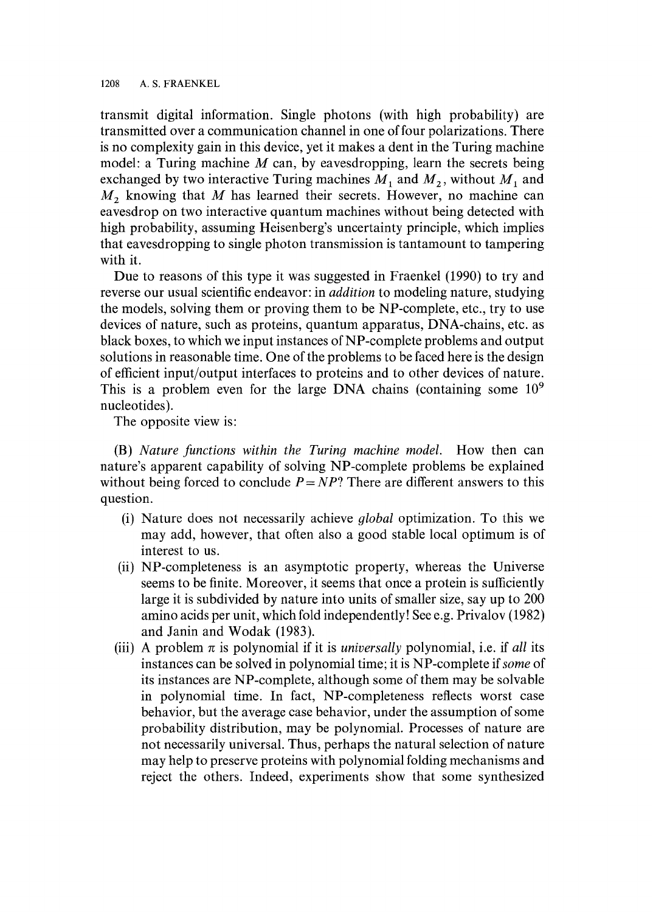transmit digital information. Single photons (with high probability) are transmitted over a communication channel in one of four polarizations. There is no complexity gain in this device, yet it makes a dent in the Turing machine model: a Turing machine $M$ can, by eavesdropping, learn the secrets being exchanged by two interactive Turing machines $M_1$ and $M_2$, without $M_1$ and $M_2$ knowing that $M$ has learned their secrets. However, no machine can eavesdrop on two interactive quantum machines without being detected with high probability, assuming Heisenberg's uncertainty principle, which implies that eavesdropping to single photon transmission is tantamount to tampering with it.

Due to reasons of this type it was suggested in Fraenkel (1990) to try and reverse our usual scientific endeavor: in *addition* to modeling nature, studying the models, solving them or proving them to be NP-complete, etc., try to use devices of nature, such as proteins, quantum apparatus, DNA-chains, etc. as black boxes, to which we input instances of NP-complete problems and output solutions in reasonable time. One of the problems to be faced here is the design of efficient input/output interfaces to proteins and to other devices of nature. This is a problem even for the large DNA chains (containing some $10^9$ nucleotides).

The opposite view is:

(B) *Nature functions within the Turing machine model.* How then can nature's apparent capability of solving NP-complete problems be explained without being forced to conclude $P = NP$? There are different answers to this question.

(i) Nature does not necessarily achieve *global* optimization. To this we may add, however, that often also a good stable local optimum is of interest to us.

(ii) NP-completeness is an asymptotic property, whereas the Universe seems to be finite. Moreover, it seems that once a protein is sufficiently large it is subdivided by nature into units of smaller size, say up to 200 amino acids per unit, which fold independently! See e.g. Privalov (1982) and Janin and Wodak (1983).

(iii) A problem $\pi$ is polynomial if it is *universally* polynomial, i.e. if *all* its instances can be solved in polynomial time; it is NP-complete if *some* of its instances are NP-complete, although some of them may be solvable in polynomial time. In fact, NP-completeness reflects worst case behavior, but the average case behavior, under the assumption of some probability distribution, may be polynomial. Processes of nature are not necessarily universal. Thus, perhaps the natural selection of nature may help to preserve proteins with polynomial folding mechanisms and reject the others. Indeed, experiments show that some synthesized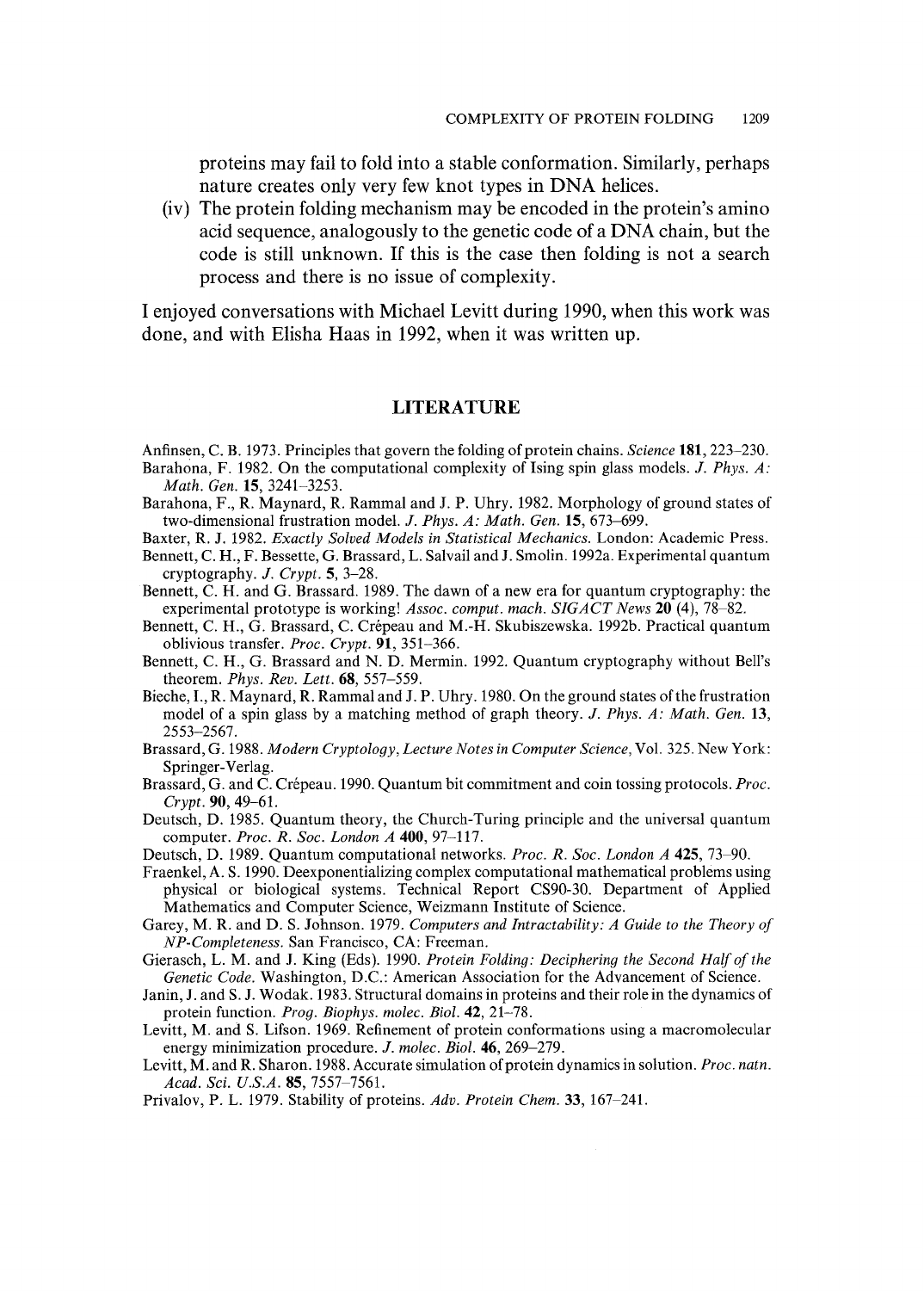proteins may fail to fold into a stable conformation. Similarly, perhaps nature creates only very few knot types in DNA helices.

(iv) The protein folding mechanism may be encoded in the protein's amino acid sequence, analogously to the genetic code of a DNA chain, but the code is still unknown. If this is the case then folding is not a search process and there is no issue of complexity.

I enjoyed conversations with Michael Levitt during 1990, when this work was done, and with Elisha Haas in 1992, when it was written up.

## LITERATURE

Anfinsen, C. B. 1973. Principles that govern the folding of protein chains. *Science* **181**, 223–230.

Barahona, F. 1982. On the computational complexity of Ising spin glass models. *J. Phys. A: Math. Gen.* **15**, 3241–3253.

Barahona, F., R. Maynard, R. Rammal and J. P. Uhry. 1982. Morphology of ground states of two-dimensional frustration model. *J. Phys. A: Math. Gen.* **15**, 673–699.

Baxter, R. J. 1982. *Exactly Solved Models in Statistical Mechanics.* London: Academic Press.

Bennett, C. H., F. Bessette, G. Brassard, L. Salvail and J. Smolin. 1992a. Experimental quantum cryptography. *J. Crypt.* **5**, 3–28.

Bennett, C. H. and G. Brassard. 1989. The dawn of a new era for quantum cryptography: the experimental prototype is working! *Assoc. comput. mach. SIGACT News* **20** (4), 78–82.

Bennett, C. H., G. Brassard, C. Crépeau and M.-H. Skubiszewska. 1992b. Practical quantum oblivious transfer. *Proc. Crypt.* **91**, 351–366.

Bennett, C. H., G. Brassard and N. D. Mermin. 1992. Quantum cryptography without Bell's theorem. *Phys. Rev. Lett.* **68**, 557–559.

Bieche, I., R. Maynard, R. Rammal and J. P. Uhry. 1980. On the ground states of the frustration model of a spin glass by a matching method of graph theory. *J. Phys. A: Math. Gen.* **13**, 2553–2567.

Brassard, G. 1988. *Modern Cryptology, Lecture Notes in Computer Science*, Vol. 325. New York: Springer-Verlag.

Brassard, G. and C. Crépeau. 1990. Quantum bit commitment and coin tossing protocols. *Proc. Crypt.* **90**, 49–61.

Deutsch, D. 1985. Quantum theory, the Church-Turing principle and the universal quantum computer. *Proc. R. Soc. London A* **400**, 97–117.

Deutsch, D. 1989. Quantum computational networks. *Proc. R. Soc. London A* **425**, 73–90.

Fraenkel, A. S. 1990. Deexponentializing complex computational mathematical problems using physical or biological systems. Technical Report CS90-30. Department of Applied Mathematics and Computer Science, Weizmann Institute of Science.

Garey, M. R. and D. S. Johnson. 1979. *Computers and Intractability: A Guide to the Theory of NP-Completeness.* San Francisco, CA: Freeman.

Gierasch, L. M. and J. King (Eds). 1990. *Protein Folding: Deciphering the Second Half of the Genetic Code.* Washington, D.C.: American Association for the Advancement of Science.

Janin, J. and S. J. Wodak. 1983. Structural domains in proteins and their role in the dynamics of protein function. *Prog. Biophys. molec. Biol.* **42**, 21–78.

Levitt, M. and S. Lifson. 1969. Refinement of protein conformations using a macromolecular energy minimization procedure. *J. molec. Biol.* **46**, 269–279.

Levitt, M. and R. Sharon. 1988. Accurate simulation of protein dynamics in solution. *Proc. natn. Acad. Sci. U.S.A.* **85**, 7557–7561.

Privalov, P. L. 1979. Stability of proteins. *Adv. Protein Chem.* **33**, 167–241.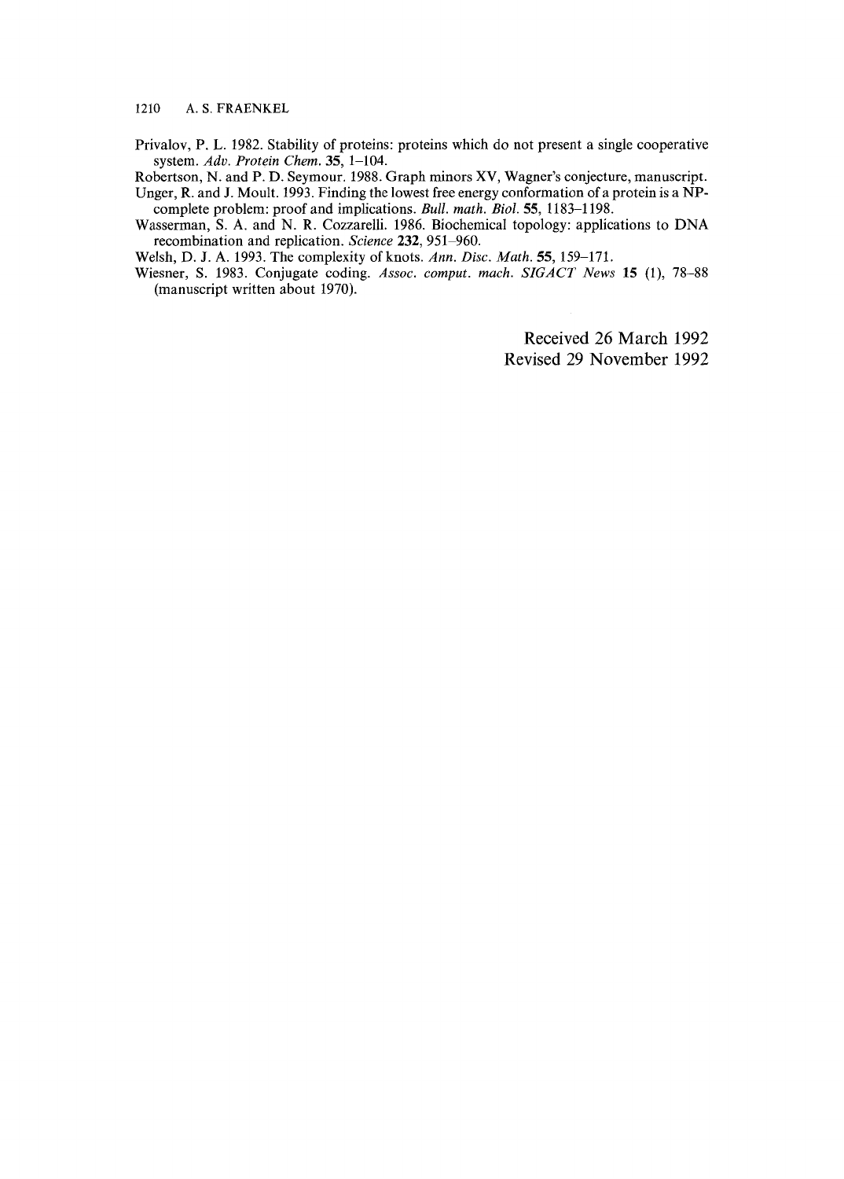Privalov, P. L. 1982. Stability of proteins: proteins which do not present a single cooperative system. *Adv. Protein Chem.* **35**, 1–104.

Robertson, N. and P. D. Seymour. 1988. Graph minors XV, Wagner's conjecture, manuscript.

Unger, R. and J. Moult. 1993. Finding the lowest free energy conformation of a protein is a NP-complete problem: proof and implications. *Bull. math. Biol.* **55**, 1183–1198.

Wasserman, S. A. and N. R. Cozzarelli. 1986. Biochemical topology: applications to DNA recombination and replication. *Science* **232**, 951–960.

Welsh, D. J. A. 1993. The complexity of knots. *Ann. Disc. Math.* **55**, 159–171.

Wiesner, S. 1983. Conjugate coding. *Assoc. comput. mach. SIGACT News* **15** (1), 78–88 (manuscript written about 1970).

Received 26 March 1992
Revised 29 November 1992